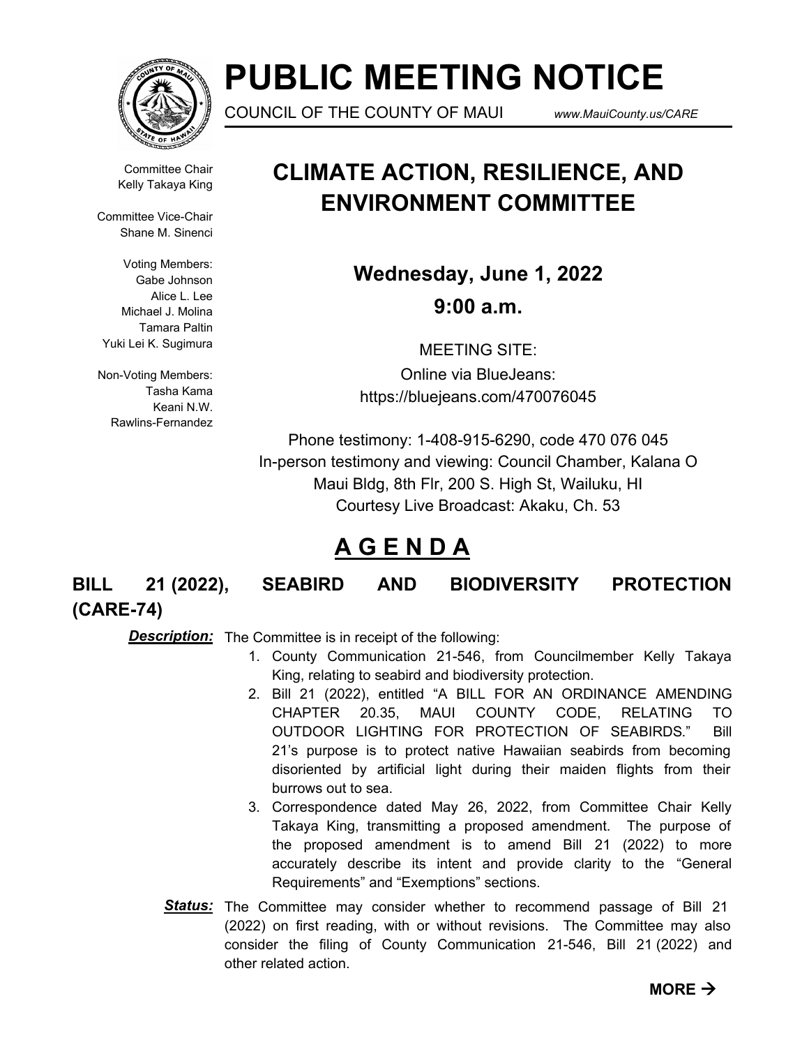# PUBLIC MEETING NOTICE

COUNCIL OF THE COUNTY OF MAUI www.MauiCounty.us/CARE

Committee Chair
Kelly Takaya King

Committee Vice-Chair
Shane M. Sinenci

Voting Members:
Gabe Johnson
Alice L. Lee
Michael J. Molina
Tamara Paltin
Yuki Lei K. Sugimura

Non-Voting Members:
Tasha Kama
Keani N.W. Rawlins-Fernandez

## CLIMATE ACTION, RESILIENCE, AND ENVIRONMENT COMMITTEE

**Wednesday, June 1, 2022**

**9:00 a.m.**

MEETING SITE:
Online via BlueJeans:
https://bluejeans.com/470076045

Phone testimony: 1-408-915-6290, code 470 076 045
In-person testimony and viewing: Council Chamber, Kalana O Maui Bldg, 8th Flr, 200 S. High St, Wailuku, HI
Courtesy Live Broadcast: Akaku, Ch. 53

## A G E N D A

### BILL 21 (2022), SEABIRD AND BIODIVERSITY PROTECTION (CARE-74)

***Description:*** The Committee is in receipt of the following:

1. County Communication 21-546, from Councilmember Kelly Takaya King, relating to seabird and biodiversity protection.
2. Bill 21 (2022), entitled "A BILL FOR AN ORDINANCE AMENDING CHAPTER 20.35, MAUI COUNTY CODE, RELATING TO OUTDOOR LIGHTING FOR PROTECTION OF SEABIRDS." Bill 21's purpose is to protect native Hawaiian seabirds from becoming disoriented by artificial light during their maiden flights from their burrows out to sea.
3. Correspondence dated May 26, 2022, from Committee Chair Kelly Takaya King, transmitting a proposed amendment. The purpose of the proposed amendment is to amend Bill 21 (2022) to more accurately describe its intent and provide clarity to the "General Requirements" and "Exemptions" sections.

***Status:*** The Committee may consider whether to recommend passage of Bill 21 (2022) on first reading, with or without revisions. The Committee may also consider the filing of County Communication 21-546, Bill 21 (2022) and other related action.

**MORE →**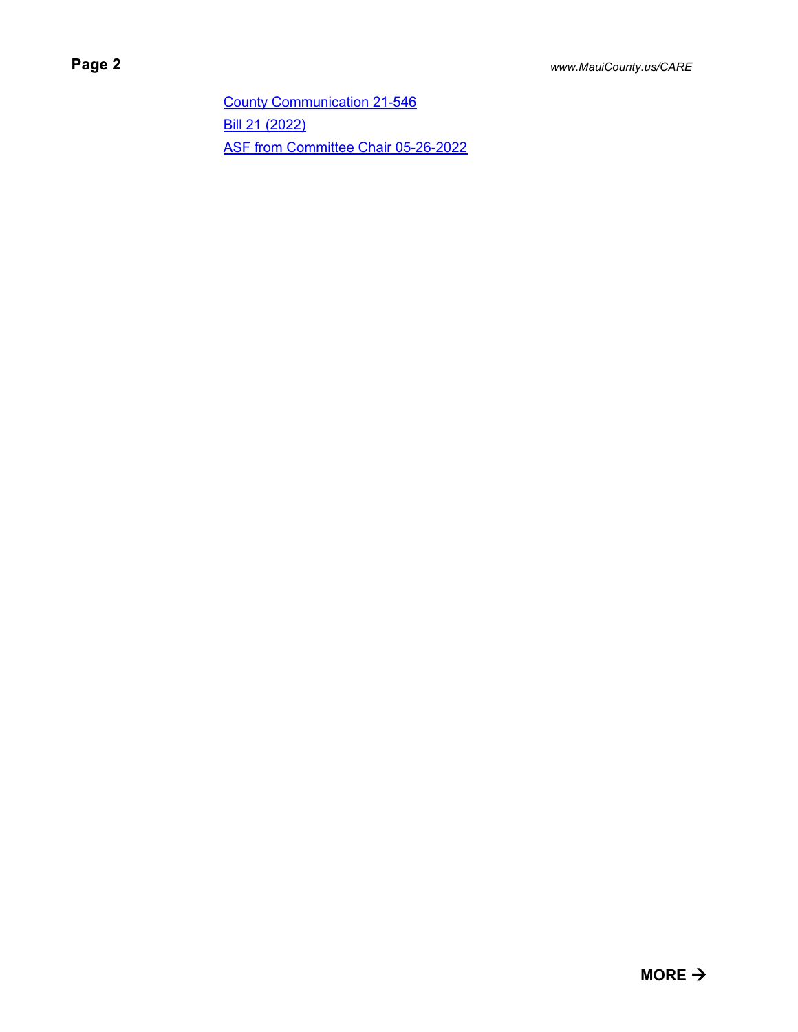County Communication 21-546
Bill 21 (2022)
ASF from Committee Chair 05-26-2022

**MORE →**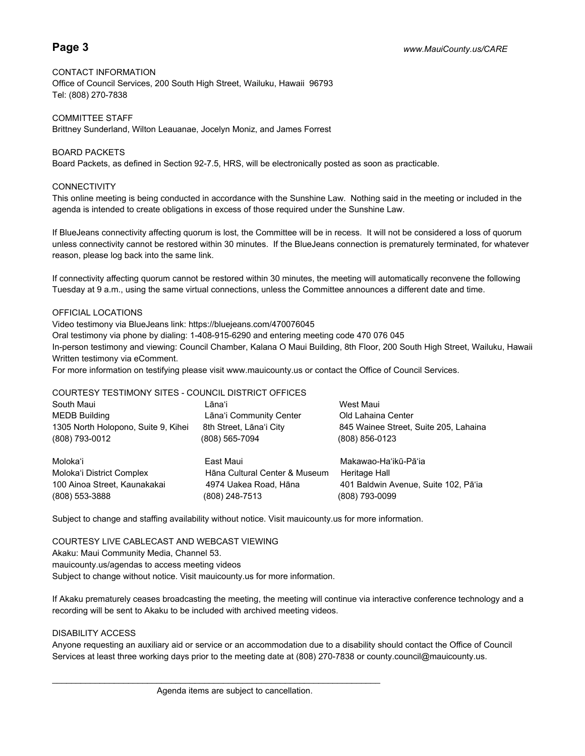CONTACT INFORMATION
Office of Council Services, 200 South High Street, Wailuku, Hawaii 96793
Tel: (808) 270-7838

COMMITTEE STAFF
Brittney Sunderland, Wilton Leauanae, Jocelyn Moniz, and James Forrest

BOARD PACKETS
Board Packets, as defined in Section 92-7.5, HRS, will be electronically posted as soon as practicable.

CONNECTIVITY
This online meeting is being conducted in accordance with the Sunshine Law. Nothing said in the meeting or included in the agenda is intended to create obligations in excess of those required under the Sunshine Law.

If BlueJeans connectivity affecting quorum is lost, the Committee will be in recess. It will not be considered a loss of quorum unless connectivity cannot be restored within 30 minutes. If the BlueJeans connection is prematurely terminated, for whatever reason, please log back into the same link.

If connectivity affecting quorum cannot be restored within 30 minutes, the meeting will automatically reconvene the following Tuesday at 9 a.m., using the same virtual connections, unless the Committee announces a different date and time.

OFFICIAL LOCATIONS
Video testimony via BlueJeans link: https://bluejeans.com/470076045
Oral testimony via phone by dialing: 1-408-915-6290 and entering meeting code 470 076 045
In-person testimony and viewing: Council Chamber, Kalana O Maui Building, 8th Floor, 200 South High Street, Wailuku, Hawaii
Written testimony via eComment.
For more information on testifying please visit www.mauicounty.us or contact the Office of Council Services.

COURTESY TESTIMONY SITES - COUNCIL DISTRICT OFFICES

| | | |
|---|---|---|
| South Maui<br>MEDB Building<br>1305 North Holopono, Suite 9, Kihei<br>(808) 793-0012 | Lānaʻi<br>Lānaʻi Community Center<br>8th Street, Lānaʻi City<br>(808) 565-7094 | West Maui<br>Old Lahaina Center<br>845 Wainee Street, Suite 205, Lahaina<br>(808) 856-0123 |
| Molokaʻi<br>Molokaʻi District Complex<br>100 Ainoa Street, Kaunakakai<br>(808) 553-3888 | East Maui<br>Hāna Cultural Center & Museum<br>4974 Uakea Road, Hāna<br>(808) 248-7513 | Makawao-Haʻikū-Pāʻia<br>Heritage Hall<br>401 Baldwin Avenue, Suite 102, Pāʻia<br>(808) 793-0099 |

Subject to change and staffing availability without notice. Visit mauicounty.us for more information.

COURTESY LIVE CABLECAST AND WEBCAST VIEWING
Akaku: Maui Community Media, Channel 53.
mauicounty.us/agendas to access meeting videos
Subject to change without notice. Visit mauicounty.us for more information.

If Akaku prematurely ceases broadcasting the meeting, the meeting will continue via interactive conference technology and a recording will be sent to Akaku to be included with archived meeting videos.

DISABILITY ACCESS
Anyone requesting an auxiliary aid or service or an accommodation due to a disability should contact the Office of Council Services at least three working days prior to the meeting date at (808) 270-7838 or county.council@mauicounty.us.

---

Agenda items are subject to cancellation.